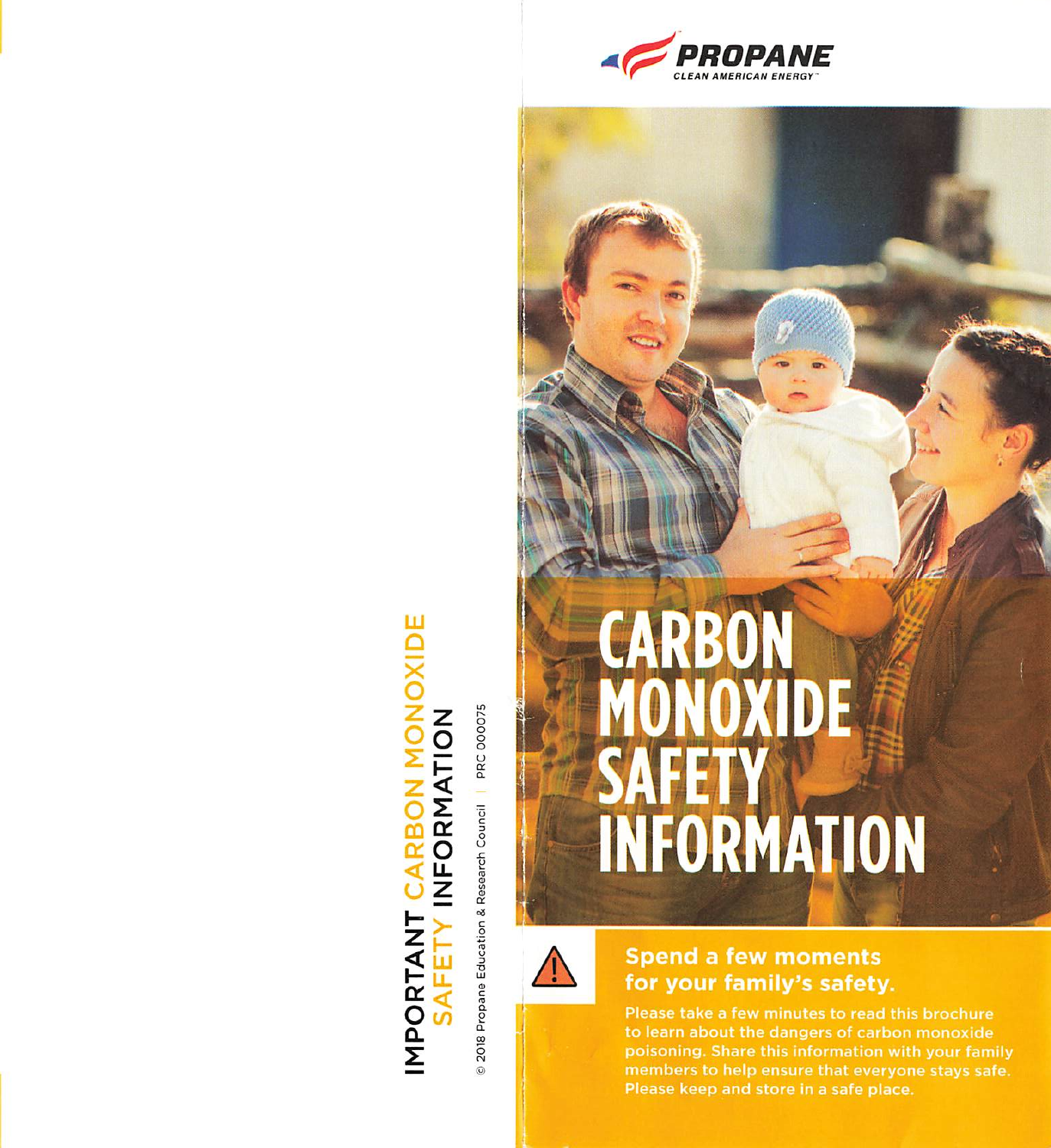**IMPORTANT CARBON MONOXIDE SAFETY INFORMATION**

© 2018 Propane Education & Research Council | PRC 000075

**PROPANE**
CLEAN AMERICAN ENERGY™

# CARBON MONOXIDE SAFETY INFORMATION

## Spend a few moments for your family's safety.

Please take a few minutes to read this brochure to learn about the dangers of carbon monoxide poisoning. Share this information with your family members to help ensure that everyone stays safe. Please keep and store in a safe place.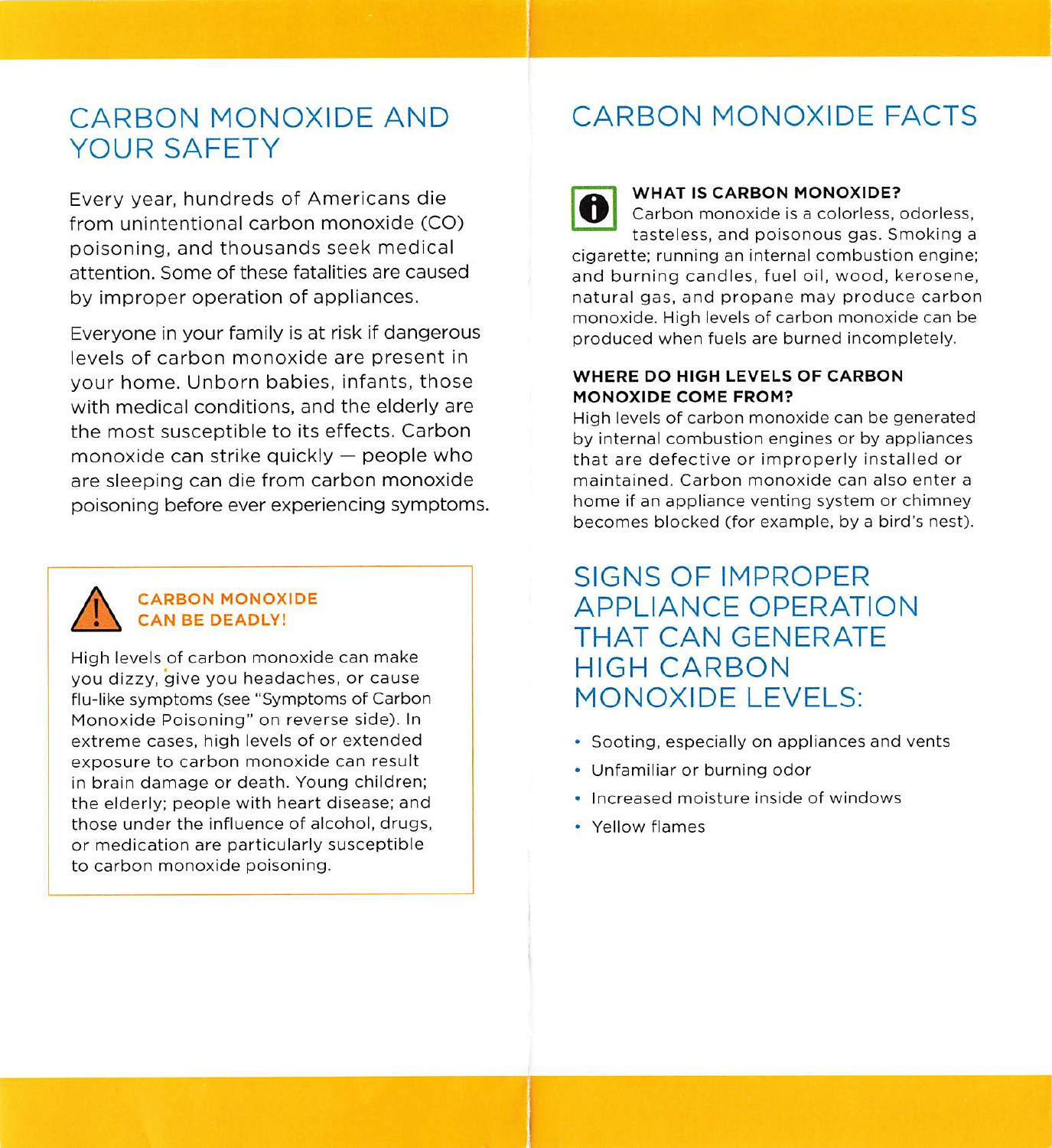## CARBON MONOXIDE AND YOUR SAFETY

Every year, hundreds of Americans die from unintentional carbon monoxide (CO) poisoning, and thousands seek medical attention. Some of these fatalities are caused by improper operation of appliances.

Everyone in your family is at risk if dangerous levels of carbon monoxide are present in your home. Unborn babies, infants, those with medical conditions, and the elderly are the most susceptible to its effects. Carbon monoxide can strike quickly — people who are sleeping can die from carbon monoxide poisoning before ever experiencing symptoms.

> **CARBON MONOXIDE CAN BE DEADLY!**
>
> High levels of carbon monoxide can make you dizzy, give you headaches, or cause flu-like symptoms (see "Symptoms of Carbon Monoxide Poisoning" on reverse side). In extreme cases, high levels of or extended exposure to carbon monoxide can result in brain damage or death. Young children; the elderly; people with heart disease; and those under the influence of alcohol, drugs, or medication are particularly susceptible to carbon monoxide poisoning.

## CARBON MONOXIDE FACTS

**WHAT IS CARBON MONOXIDE?**

Carbon monoxide is a colorless, odorless, tasteless, and poisonous gas. Smoking a cigarette; running an internal combustion engine; and burning candles, fuel oil, wood, kerosene, natural gas, and propane may produce carbon monoxide. High levels of carbon monoxide can be produced when fuels are burned incompletely.

**WHERE DO HIGH LEVELS OF CARBON MONOXIDE COME FROM?**

High levels of carbon monoxide can be generated by internal combustion engines or by appliances that are defective or improperly installed or maintained. Carbon monoxide can also enter a home if an appliance venting system or chimney becomes blocked (for example, by a bird's nest).

## SIGNS OF IMPROPER APPLIANCE OPERATION THAT CAN GENERATE HIGH CARBON MONOXIDE LEVELS:

- Sooting, especially on appliances and vents
- Unfamiliar or burning odor
- Increased moisture inside of windows
- Yellow flames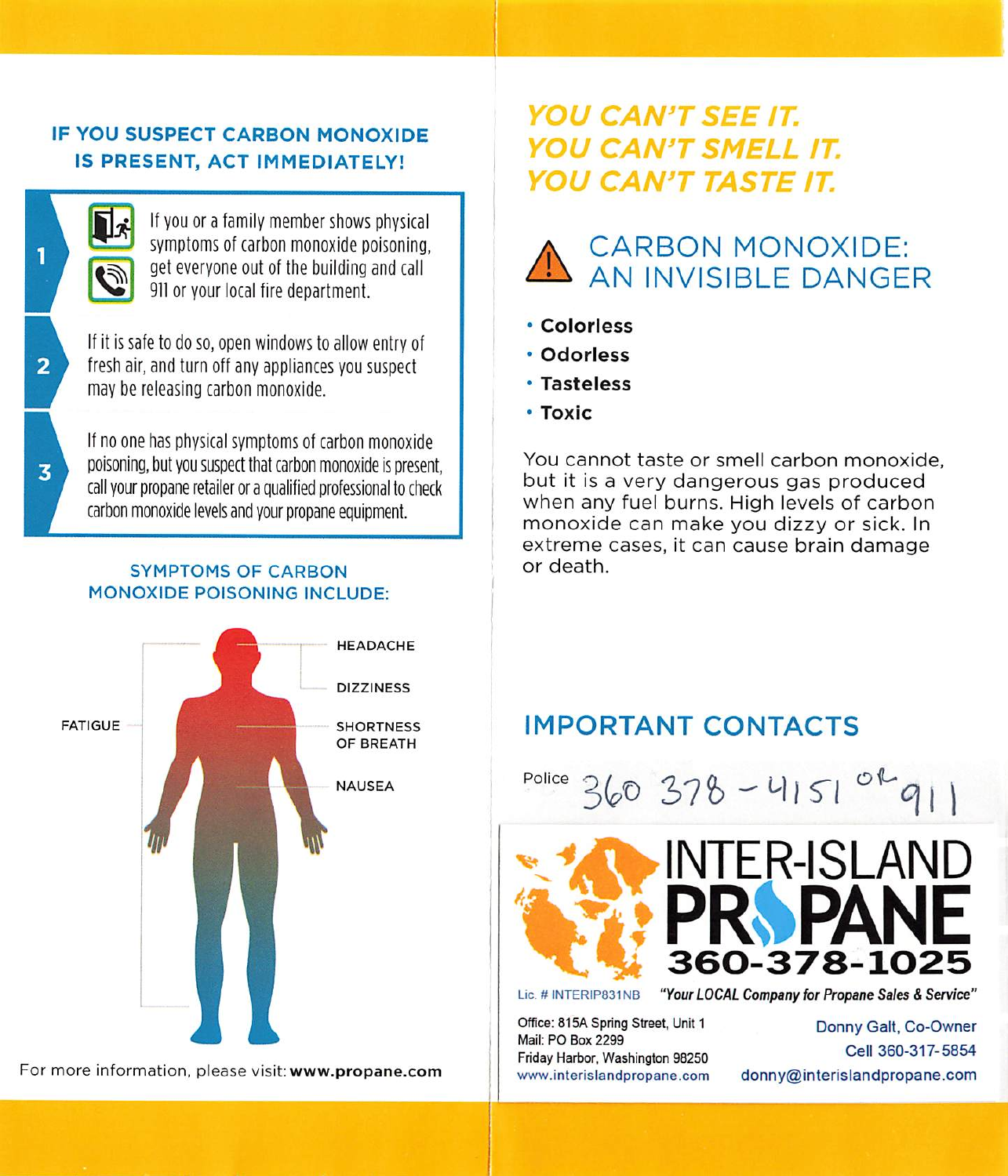## IF YOU SUSPECT CARBON MONOXIDE IS PRESENT, ACT IMMEDIATELY!

1. If you or a family member shows physical symptoms of carbon monoxide poisoning, get everyone out of the building and call 911 or your local fire department.
2. If it is safe to do so, open windows to allow entry of fresh air, and turn off any appliances you suspect may be releasing carbon monoxide.
3. If no one has physical symptoms of carbon monoxide poisoning, but you suspect that carbon monoxide is present, call your propane retailer or a qualified professional to check carbon monoxide levels and your propane equipment.

### SYMPTOMS OF CARBON MONOXIDE POISONING INCLUDE:

- HEADACHE
- DIZZINESS
- FATIGUE
- SHORTNESS OF BREATH
- NAUSEA

For more information, please visit: **www.propane.com**

## *YOU CAN'T SEE IT. YOU CAN'T SMELL IT. YOU CAN'T TASTE IT.*

## CARBON MONOXIDE: AN INVISIBLE DANGER

- **Colorless**
- **Odorless**
- **Tasteless**
- **Toxic**

You cannot taste or smell carbon monoxide, but it is a very dangerous gas produced when any fuel burns. High levels of carbon monoxide can make you dizzy or sick. In extreme cases, it can cause brain damage or death.

## IMPORTANT CONTACTS

Police 360 378 - 4151 or 911

**INTER-ISLAND PROPANE**
**360-378-1025**

Lic. # INTERIP831NB

*"Your LOCAL Company for Propane Sales & Service"*

Office: 815A Spring Street, Unit 1
Mail: PO Box 2299
Friday Harbor, Washington 98250
www.interislandpropane.com

Donny Galt, Co-Owner
Cell 360-317-5854
donny@interislandpropane.com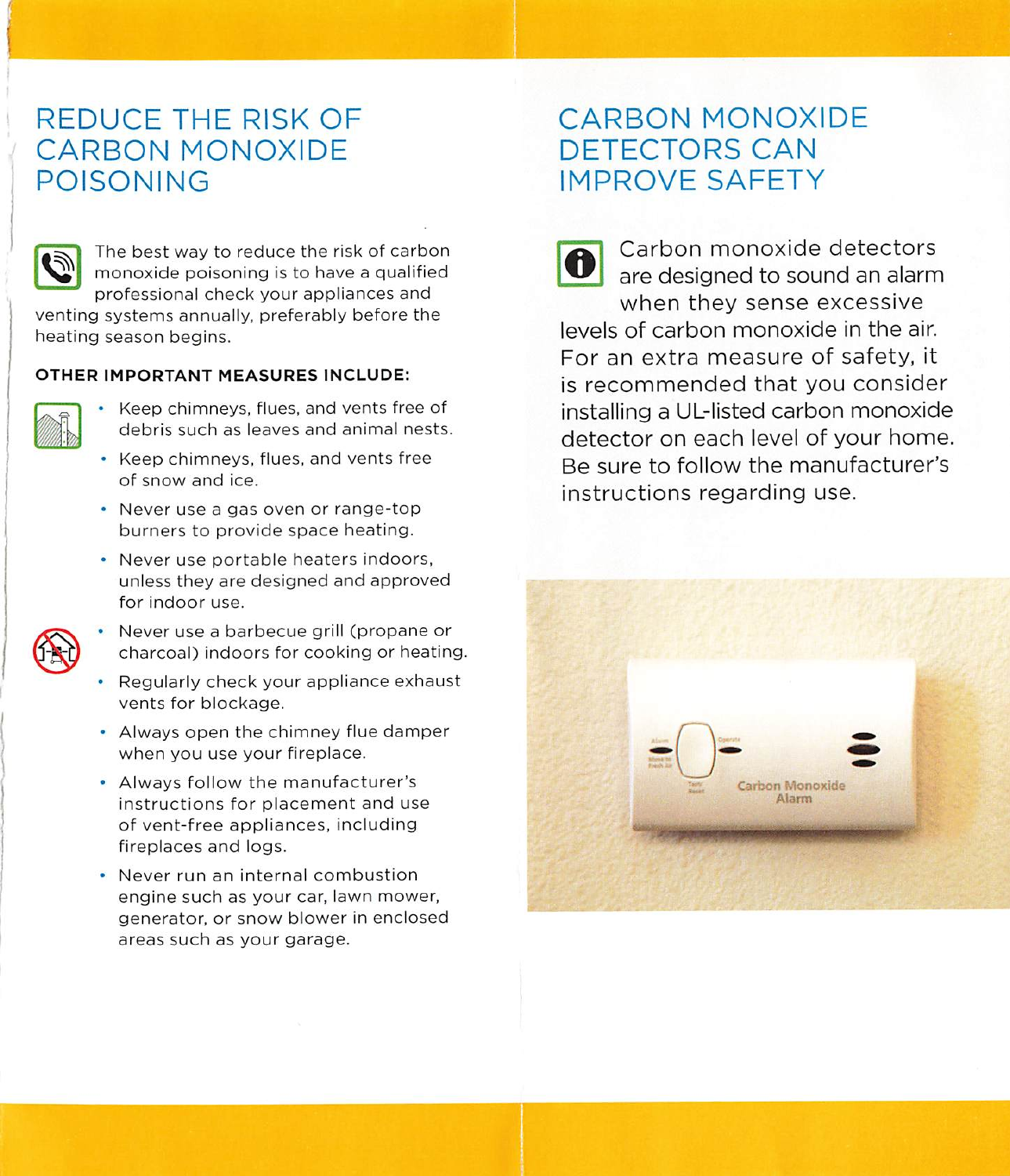## REDUCE THE RISK OF CARBON MONOXIDE POISONING

The best way to reduce the risk of carbon monoxide poisoning is to have a qualified professional check your appliances and venting systems annually, preferably before the heating season begins.

**OTHER IMPORTANT MEASURES INCLUDE:**

- Keep chimneys, flues, and vents free of debris such as leaves and animal nests.
- Keep chimneys, flues, and vents free of snow and ice.
- Never use a gas oven or range-top burners to provide space heating.
- Never use portable heaters indoors, unless they are designed and approved for indoor use.
- Never use a barbecue grill (propane or charcoal) indoors for cooking or heating.
- Regularly check your appliance exhaust vents for blockage.
- Always open the chimney flue damper when you use your fireplace.
- Always follow the manufacturer's instructions for placement and use of vent-free appliances, including fireplaces and logs.
- Never run an internal combustion engine such as your car, lawn mower, generator, or snow blower in enclosed areas such as your garage.

## CARBON MONOXIDE DETECTORS CAN IMPROVE SAFETY

Carbon monoxide detectors are designed to sound an alarm when they sense excessive levels of carbon monoxide in the air. For an extra measure of safety, it is recommended that you consider installing a UL-listed carbon monoxide detector on each level of your home. Be sure to follow the manufacturer's instructions regarding use.